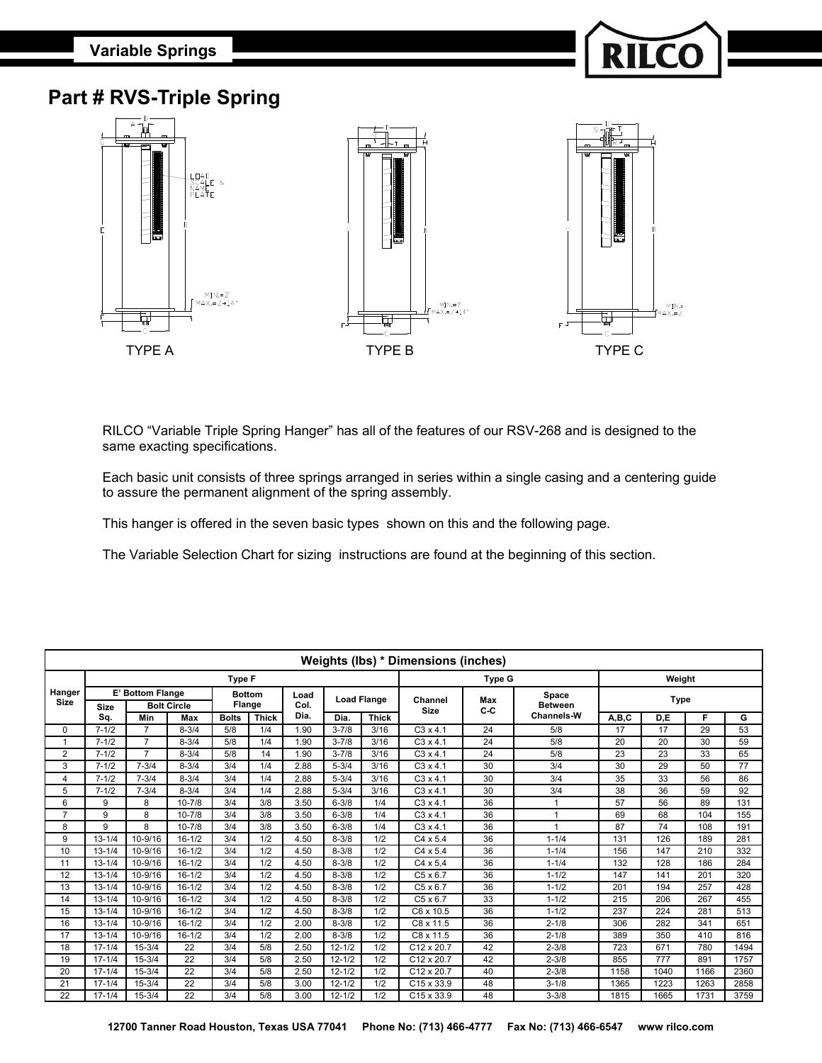Variable Springs

RILCO

# Part # RVS-Triple Spring

TYPE A    TYPE B    TYPE C

RILCO "Variable Triple Spring Hanger" has all of the features of our RSV-268 and is designed to the same exacting specifications.

Each basic unit consists of three springs arranged in series within a single casing and a centering guide to assure the permanent alignment of the spring assembly.

This hanger is offered in the seven basic types shown on this and the following page.

The Variable Selection Chart for sizing instructions are found at the beginning of this section.

| Weights (lbs) * Dimensions (inches) | | | | | | | | | | | | | | | | |
|---|---|---|---|---|---|---|---|---|---|---|---|---|---|---|---|---|
| Hanger Size | Type F | | | | | | | | Type G | | | Weight | | | |
| | E' Bottom Flange | | | Bottom Flange | | Load Col. Dia. | Load Flange | | Channel Size | Max C-C | Space Between Channels-W | Type | | | |
| | Size Sq. | Bolt Circle | | Bolts | Thick | | Dia. | Thick | | | | A,B,C | D,E | F | G |
| | | Min | Max | | | | | | | | | | | | |
| 0 | 7-1/2 | 7 | 8-3/4 | 5/8 | 1/4 | 1.90 | 3-7/8 | 3/16 | C3 x 4.1 | 24 | 5/8 | 17 | 17 | 29 | 53 |
| 1 | 7-1/2 | 7 | 8-3/4 | 5/8 | 1/4 | 1.90 | 3-7/8 | 3/16 | C3 x 4.1 | 24 | 5/8 | 20 | 20 | 30 | 59 |
| 2 | 7-1/2 | 7 | 8-3/4 | 5/8 | 14 | 1.90 | 3-7/8 | 3/16 | C3 x 4.1 | 24 | 5/8 | 23 | 23 | 33 | 65 |
| 3 | 7-1/2 | 7-3/4 | 8-3/4 | 3/4 | 1/4 | 2.88 | 5-3/4 | 3/16 | C3 x 4.1 | 30 | 3/4 | 30 | 29 | 50 | 77 |
| 4 | 7-1/2 | 7-3/4 | 8-3/4 | 3/4 | 1/4 | 2.88 | 5-3/4 | 3/16 | C3 x 4.1 | 30 | 3/4 | 35 | 33 | 56 | 86 |
| 5 | 7-1/2 | 7-3/4 | 8-3/4 | 3/4 | 1/4 | 2.88 | 5-3/4 | 3/16 | C3 x 4.1 | 30 | 3/4 | 38 | 36 | 59 | 92 |
| 6 | 9 | 8 | 10-7/8 | 3/4 | 3/8 | 3.50 | 6-3/8 | 1/4 | C3 x 4.1 | 36 | 1 | 57 | 56 | 89 | 131 |
| 7 | 9 | 8 | 10-7/8 | 3/4 | 3/8 | 3.50 | 6-3/8 | 1/4 | C3 x 4.1 | 36 | 1 | 69 | 68 | 104 | 155 |
| 8 | 9 | 8 | 10-7/8 | 3/4 | 3/8 | 3.50 | 6-3/8 | 1/4 | C3 x 4.1 | 36 | 1 | 87 | 74 | 108 | 191 |
| 9 | 13-1/4 | 10-9/16 | 16-1/2 | 3/4 | 1/2 | 4.50 | 8-3/8 | 1/2 | C4 x 5.4 | 36 | 1-1/4 | 131 | 126 | 189 | 281 |
| 10 | 13-1/4 | 10-9/16 | 16-1/2 | 3/4 | 1/2 | 4.50 | 8-3/8 | 1/2 | C4 x 5.4 | 36 | 1-1/4 | 156 | 147 | 210 | 332 |
| 11 | 13-1/4 | 10-9/16 | 16-1/2 | 3/4 | 1/2 | 4.50 | 8-3/8 | 1/2 | C4 x 5,4 | 36 | 1-1/4 | 132 | 128 | 186 | 284 |
| 12 | 13-1/4 | 10-9/16 | 16-1/2 | 3/4 | 1/2 | 4.50 | 8-3/8 | 1/2 | C5 x 6.7 | 36 | 1-1/2 | 147 | 141 | 201 | 320 |
| 13 | 13-1/4 | 10-9/16 | 16-1/2 | 3/4 | 1/2 | 4.50 | 8-3/8 | 1/2 | C5 x 6.7 | 36 | 1-1/2 | 201 | 194 | 257 | 428 |
| 14 | 13-1/4 | 10-9/16 | 16-1/2 | 3/4 | 1/2 | 4.50 | 8-3/8 | 1/2 | C5 x 6.7 | 33 | 1-1/2 | 215 | 206 | 267 | 455 |
| 15 | 13-1/4 | 10-9/16 | 16-1/2 | 3/4 | 1/2 | 4.50 | 8-3/8 | 1/2 | C6 x 10.5 | 36 | 1-1/2 | 237 | 224 | 281 | 513 |
| 16 | 13-1/4 | 10-9/16 | 16-1/2 | 3/4 | 1/2 | 2.00 | 8-3/8 | 1/2 | C8 x 11.5 | 36 | 2-1/8 | 306 | 282 | 341 | 651 |
| 17 | 13-1/4 | 10-9/16 | 16-1/2 | 3/4 | 1/2 | 2.00 | 8-3/8 | 1/2 | C8 x 11.5 | 36 | 2-1/8 | 389 | 350 | 410 | 816 |
| 18 | 17-1/4 | 15-3/4 | 22 | 3/4 | 5/8 | 2.50 | 12-1/2 | 1/2 | C12 x 20.7 | 42 | 2-3/8 | 723 | 671 | 780 | 1494 |
| 19 | 17-1/4 | 15-3/4 | 22 | 3/4 | 5/8 | 2.50 | 12-1/2 | 1/2 | C12 x 20.7 | 42 | 2-3/8 | 855 | 777 | 891 | 1757 |
| 20 | 17-1/4 | 15-3/4 | 22 | 3/4 | 5/8 | 2.50 | 12-1/2 | 1/2 | C12 x 20.7 | 40 | 2-3/8 | 1158 | 1040 | 1166 | 2360 |
| 21 | 17-1/4 | 15-3/4 | 22 | 3/4 | 5/8 | 3.00 | 12-1/2 | 1/2 | C15 x 33.9 | 48 | 3-1/8 | 1365 | 1223 | 1263 | 2858 |
| 22 | 17-1/4 | 15-3/4 | 22 | 3/4 | 5/8 | 3.00 | 12-1/2 | 1/2 | C15 x 33.9 | 48 | 3-3/8 | 1815 | 1665 | 1731 | 3759 |

12700 Tanner Road Houston, Texas USA 77041 Phone No: (713) 466-4777 Fax No: (713) 466-6547 www rilco.com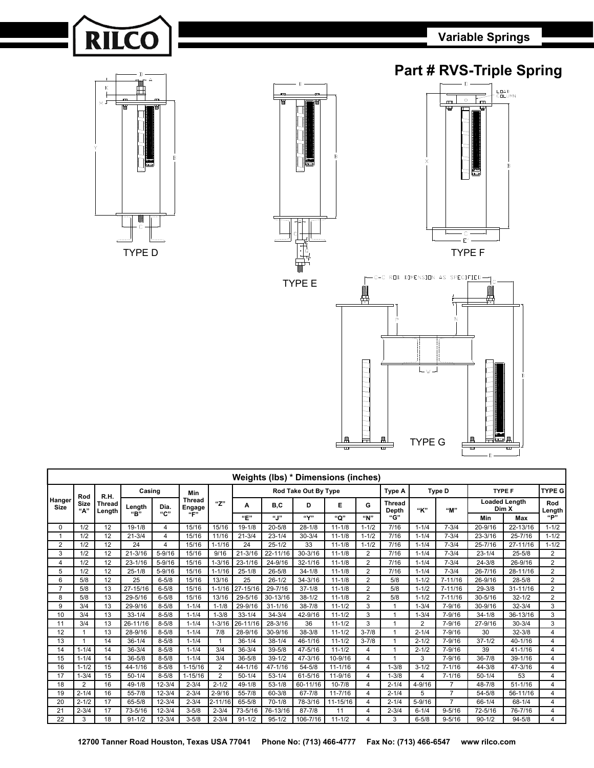# Variable Springs

## Part # RVS-Triple Spring

TYPE D

TYPE E

TYPE F

TYPE G

C-C ROD DIMENSION AS SPECIFIED

LOAD COLUMN

| Weights (lbs) * Dimensions (inches) | | | | | | | | | | | | | | | | | | |
|---|---|---|---|---|---|---|---|---|---|---|---|---|---|---|---|---|---|---|
| Hanger Size | Rod Size "A" | R.H. Thread Length | Casing | | Min Thread Engage "F" | "Z" | Rod Take Out By Type | | | | | Type A | Type D | | TYPE F | | TYPE G |
| | | | Length "B" | Dia. "C" | | | A | B,C | D | E | G | Thread Depth | "K" | "M" | Loaded Length Dim X | | Rod Length |
| | | | | | | | "E" | "J" | "Y" | "Q" | "N" | "G" | | | Min | Max | "P" |
| 0 | 1/2 | 12 | 19-1/8 | 4 | 15/16 | 15/16 | 19-1/8 | 20-5/8 | 28-1/8 | 11-1/8 | 1-1/2 | 7/16 | 1-1/4 | 7-3/4 | 20-9/16 | 22-13/16 | 1-1/2 |
| 1 | 1/2 | 12 | 21-3/4 | 4 | 15/16 | 11/16 | 21-3/4 | 23-1/4 | 30-3/4 | 11-1/8 | 1-1/2 | 7/16 | 1-1/4 | 7-3/4 | 23-3/16 | 25-7/16 | 1-1/2 |
| 2 | 1/2 | 12 | 24 | 4 | 15/16 | 1-1/16 | 24 | 25-1/2 | 33 | 11-1/8 | 1-1/2 | 7/16 | 1-1/4 | 7-3/4 | 25-7/16 | 27-11/16 | 1-1/2 |
| 3 | 1/2 | 12 | 21-3/16 | 5-9/16 | 15/16 | 9/16 | 21-3/16 | 22-11/16 | 30-3/16 | 11-1/8 | 2 | 7/16 | 1-1/4 | 7-3/4 | 23-1/4 | 25-5/8 | 2 |
| 4 | 1/2 | 12 | 23-1/16 | 5-9/16 | 15/16 | 1-3/16 | 23-1/16 | 24-9/16 | 32-1/16 | 11-1/8 | 2 | 7/16 | 1-1/4 | 7-3/4 | 24-3/8 | 26-9/16 | 2 |
| 5 | 1/2 | 12 | 25-1/8 | 5-9/16 | 15/16 | 1-1/16 | 25-1/8 | 26-5/8 | 34-1/8 | 11-1/8 | 2 | 7/16 | 1-1/4 | 7-3/4 | 26-7/16 | 28-11/16 | 2 |
| 6 | 5/8 | 12 | 25 | 6-5/8 | 15/16 | 13/16 | 25 | 26-1/2 | 34-3/16 | 11-1/8 | 2 | 5/8 | 1-1/2 | 7-11/16 | 26-9/16 | 28-5/8 | 2 |
| 7 | 5/8 | 13 | 27-15/16 | 6-5/8 | 15/16 | 1-1/16 | 27-15/16 | 29-7/16 | 37-1/8 | 11-1/8 | 2 | 5/8 | 1-1/2 | 7-11/16 | 29-3/8 | 31-11/16 | 2 |
| 8 | 5/8 | 13 | 29-5/16 | 6-5/8 | 15/16 | 13/16 | 29-5/16 | 30-13/16 | 38-1/2 | 11-1/8 | 2 | 5/8 | 1-1/2 | 7-11/16 | 30-5/16 | 32-1/2 | 2 |
| 9 | 3/4 | 13 | 29-9/16 | 8-5/8 | 1-1/4 | 1-1/8 | 29-9/16 | 31-1/16 | 38-7/8 | 11-1/2 | 3 | 1 | 1-3/4 | 7-9/16 | 30-9/16 | 32-3/4 | 3 |
| 10 | 3/4 | 13 | 33-1/4 | 8-5/8 | 1-1/4 | 1-3/8 | 33-1/4 | 34-3/4 | 42-9/16 | 11-1/2 | 3 | 1 | 1-3/4 | 7-9/16 | 34-1/8 | 36-13/16 | 3 |
| 11 | 3/4 | 13 | 26-11/16 | 8-5/8 | 1-1/4 | 1-3/16 | 26-11/16 | 28-3/16 | 36 | 11-1/2 | 3 | 1 | 2 | 7-9/16 | 27-9/16 | 30-3/4 | 3 |
| 12 | 1 | 13 | 28-9/16 | 8-5/8 | 1-1/4 | 7/8 | 28-9/16 | 30-9/16 | 38-3/8 | 11-1/2 | 3-7/8 | 1 | 2-1/4 | 7-9/16 | 30 | 32-3/8 | 4 |
| 13 | 1 | 14 | 36-1/4 | 8-5/8 | 1-1/4 | 1 | 36-1/4 | 38-1/4 | 46-1/16 | 11-1/2 | 3-7/8 | 1 | 2-1/2 | 7-9/16 | 37-1/2 | 40-1/16 | 4 |
| 14 | 1-1/4 | 14 | 36-3/4 | 8-5/8 | 1-1/4 | 3/4 | 36-3/4 | 39-5/8 | 47-5/16 | 11-1/2 | 4 | 1 | 2-1/2 | 7-9/16 | 39 | 41-1/16 | 4 |
| 15 | 1-1/4 | 14 | 36-5/8 | 8-5/8 | 1-1/4 | 3/4 | 36-5/8 | 39-1/2 | 47-3/16 | 10-9/16 | 4 | 1 | 3 | 7-9/16 | 36-7/8 | 39-1/16 | 4 |
| 16 | 1-1/2 | 15 | 44-1/16 | 8-5/8 | 1-15/16 | 2 | 44-1/16 | 47-1/16 | 54-5/8 | 11-1/16 | 4 | 1-3/8 | 3-1/2 | 7-1/16 | 44-3/8 | 47-3/16 | 4 |
| 17 | 1-3/4 | 15 | 50-1/4 | 8-5/8 | 1-15/16 | 2 | 50-1/4 | 53-1/4 | 61-5/16 | 11-9/16 | 4 | 1-3/8 | 4 | 7-1/16 | 50-1/4 | 53 | 4 |
| 18 | 2 | 16 | 49-1/8 | 12-3/4 | 2-3/4 | 2-1/2 | 49-1/8 | 53-1/8 | 60-11/16 | 10-7/8 | 4 | 2-1/4 | 4-9/16 | 7 | 48-7/8 | 51-1/16 | 4 |
| 19 | 2-1/4 | 16 | 55-7/8 | 12-3/4 | 2-3/4 | 2-9/16 | 55-7/8 | 60-3/8 | 67-7/8 | 11-7/16 | 4 | 2-1/4 | 5 | 7 | 54-5/8 | 56-11/16 | 4 |
| 20 | 2-1/2 | 17 | 65-5/8 | 12-3/4 | 2-3/4 | 2-11/16 | 65-5/8 | 70-1/8 | 78-3/16 | 11-15/16 | 4 | 2-1/4 | 5-9/16 | 7 | 66-1/4 | 68-1/4 | 4 |
| 21 | 2-3/4 | 17 | 73-5/16 | 12-3/4 | 3-5/8 | 2-3/4 | 73-5/16 | 76-13/16 | 87-7/8 | 11 | 4 | 2-3/4 | 6-1/4 | 9-5/16 | 72-5/16 | 76-7/16 | 4 |
| 22 | 3 | 18 | 91-1/2 | 12-3/4 | 3-5/8 | 2-3/4 | 91-1/2 | 95-1/2 | 106-7/16 | 11-1/2 | 4 | 3 | 6-5/8 | 9-5/16 | 90-1/2 | 94-5/8 | 4 |

12700 Tanner Road Houston, Texas USA 77041 Phone No: (713) 466-4777 Fax No: (713) 466-6547 www rilco.com